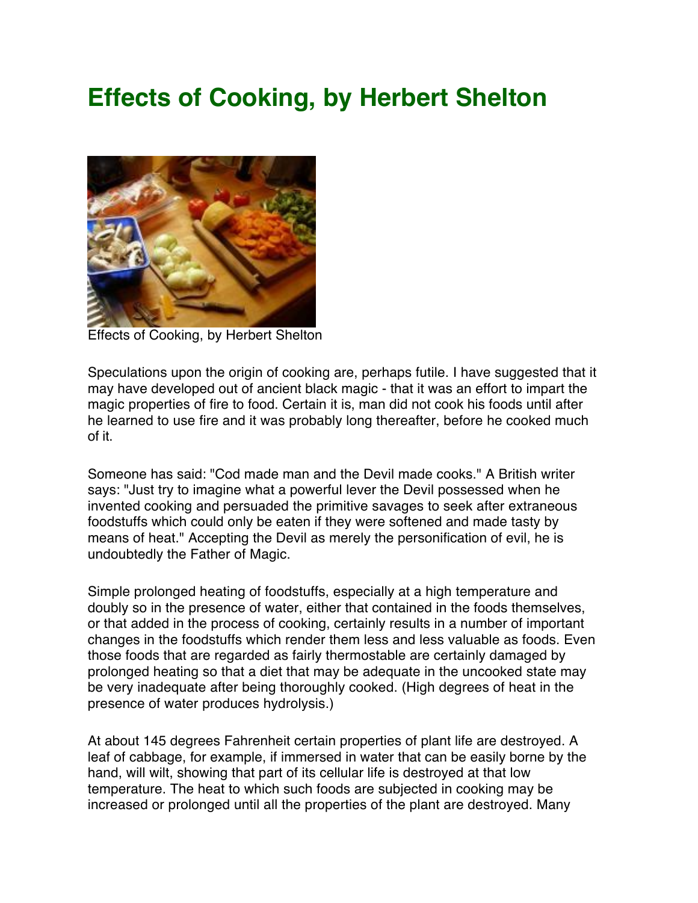# Effects of Cooking, by Herbert Shelton

Effects of Cooking, by Herbert Shelton

Speculations upon the origin of cooking are, perhaps futile. I have suggested that it may have developed out of ancient black magic - that it was an effort to impart the magic properties of fire to food. Certain it is, man did not cook his foods until after he learned to use fire and it was probably long thereafter, before he cooked much of it.

Someone has said: "Cod made man and the Devil made cooks." A British writer says: "Just try to imagine what a powerful lever the Devil possessed when he invented cooking and persuaded the primitive savages to seek after extraneous foodstuffs which could only be eaten if they were softened and made tasty by means of heat." Accepting the Devil as merely the personification of evil, he is undoubtedly the Father of Magic.

Simple prolonged heating of foodstuffs, especially at a high temperature and doubly so in the presence of water, either that contained in the foods themselves, or that added in the process of cooking, certainly results in a number of important changes in the foodstuffs which render them less and less valuable as foods. Even those foods that are regarded as fairly thermostable are certainly damaged by prolonged heating so that a diet that may be adequate in the uncooked state may be very inadequate after being thoroughly cooked. (High degrees of heat in the presence of water produces hydrolysis.)

At about 145 degrees Fahrenheit certain properties of plant life are destroyed. A leaf of cabbage, for example, if immersed in water that can be easily borne by the hand, will wilt, showing that part of its cellular life is destroyed at that low temperature. The heat to which such foods are subjected in cooking may be increased or prolonged until all the properties of the plant are destroyed. Many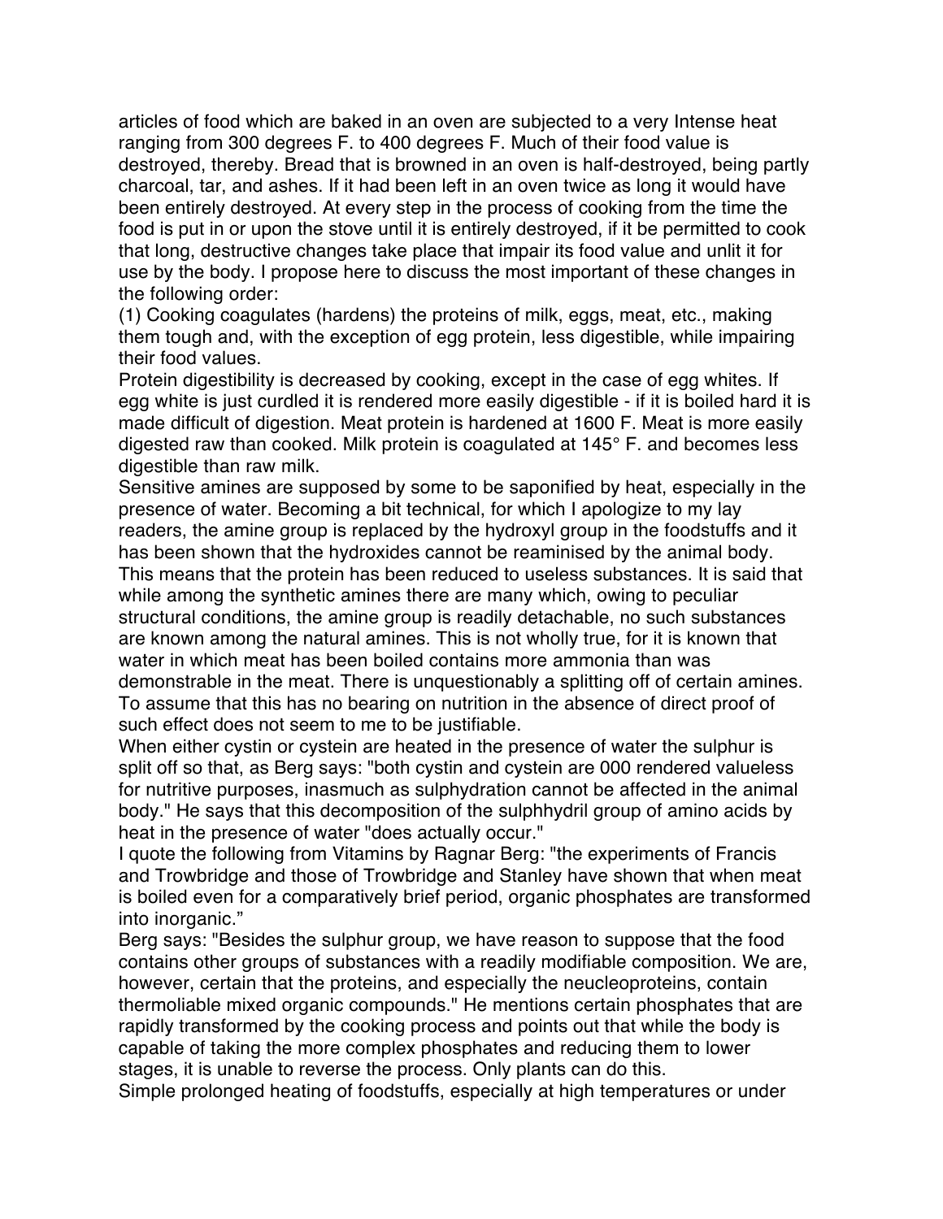articles of food which are baked in an oven are subjected to a very Intense heat ranging from 300 degrees F. to 400 degrees F. Much of their food value is destroyed, thereby. Bread that is browned in an oven is half-destroyed, being partly charcoal, tar, and ashes. If it had been left in an oven twice as long it would have been entirely destroyed. At every step in the process of cooking from the time the food is put in or upon the stove until it is entirely destroyed, if it be permitted to cook that long, destructive changes take place that impair its food value and unlit it for use by the body. I propose here to discuss the most important of these changes in the following order:

(1) Cooking coagulates (hardens) the proteins of milk, eggs, meat, etc., making them tough and, with the exception of egg protein, less digestible, while impairing their food values.

Protein digestibility is decreased by cooking, except in the case of egg whites. If egg white is just curdled it is rendered more easily digestible - if it is boiled hard it is made difficult of digestion. Meat protein is hardened at 1600 F. Meat is more easily digested raw than cooked. Milk protein is coagulated at 145° F. and becomes less digestible than raw milk.

Sensitive amines are supposed by some to be saponified by heat, especially in the presence of water. Becoming a bit technical, for which I apologize to my lay readers, the amine group is replaced by the hydroxyl group in the foodstuffs and it has been shown that the hydroxides cannot be reaminised by the animal body. This means that the protein has been reduced to useless substances. It is said that while among the synthetic amines there are many which, owing to peculiar structural conditions, the amine group is readily detachable, no such substances are known among the natural amines. This is not wholly true, for it is known that water in which meat has been boiled contains more ammonia than was demonstrable in the meat. There is unquestionably a splitting off of certain amines. To assume that this has no bearing on nutrition in the absence of direct proof of such effect does not seem to me to be justifiable.

When either cystin or cystein are heated in the presence of water the sulphur is split off so that, as Berg says: "both cystin and cystein are 000 rendered valueless for nutritive purposes, inasmuch as sulphydration cannot be affected in the animal body." He says that this decomposition of the sulphhydril group of amino acids by heat in the presence of water "does actually occur."

I quote the following from Vitamins by Ragnar Berg: "the experiments of Francis and Trowbridge and those of Trowbridge and Stanley have shown that when meat is boiled even for a comparatively brief period, organic phosphates are transformed into inorganic."

Berg says: "Besides the sulphur group, we have reason to suppose that the food contains other groups of substances with a readily modifiable composition. We are, however, certain that the proteins, and especially the neucleoproteins, contain thermoliable mixed organic compounds." He mentions certain phosphates that are rapidly transformed by the cooking process and points out that while the body is capable of taking the more complex phosphates and reducing them to lower stages, it is unable to reverse the process. Only plants can do this.

Simple prolonged heating of foodstuffs, especially at high temperatures or under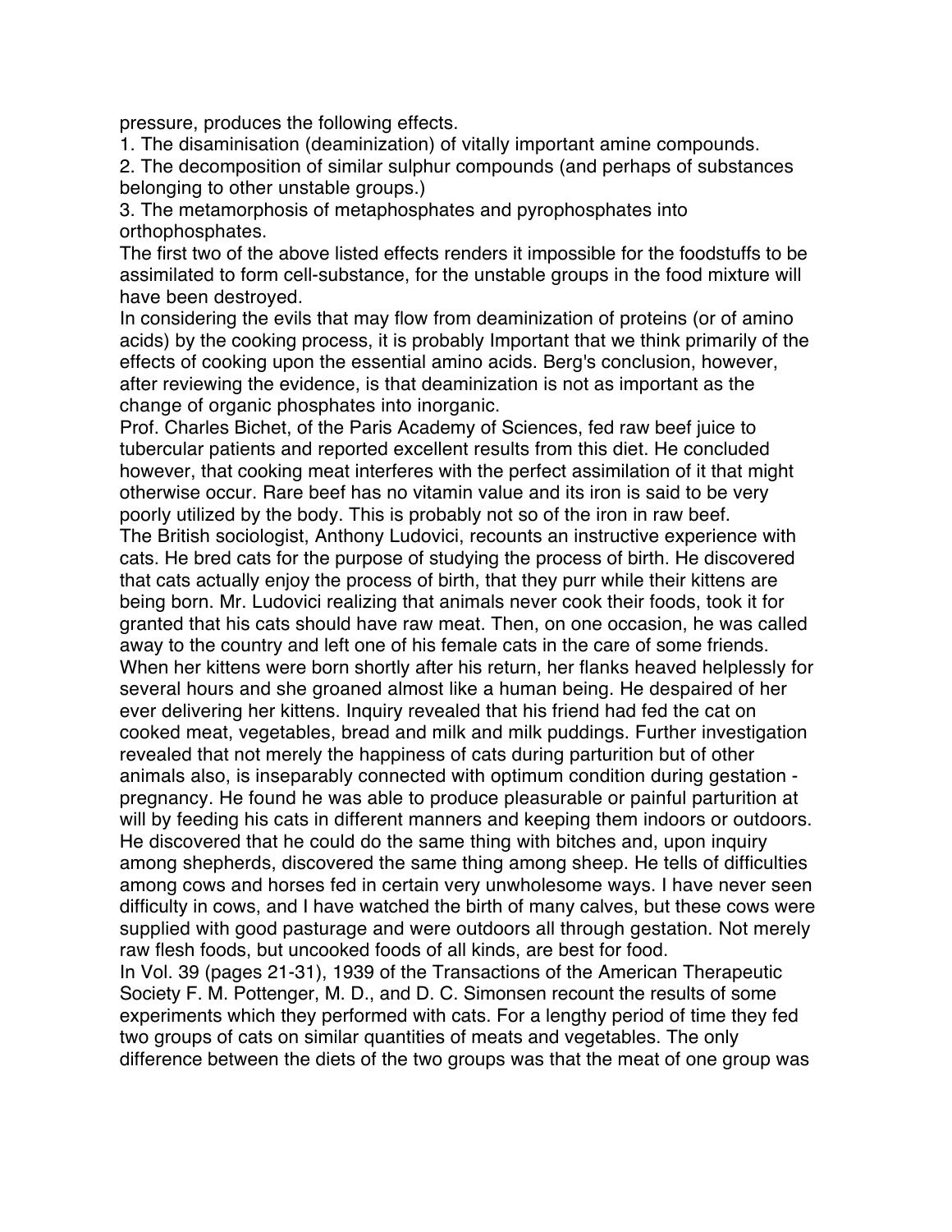pressure, produces the following effects.

1. The disaminisation (deaminization) of vitally important amine compounds.
2. The decomposition of similar sulphur compounds (and perhaps of substances belonging to other unstable groups.)
3. The metamorphosis of metaphosphates and pyrophosphates into orthophosphates.

The first two of the above listed effects renders it impossible for the foodstuffs to be assimilated to form cell-substance, for the unstable groups in the food mixture will have been destroyed.

In considering the evils that may flow from deaminization of proteins (or of amino acids) by the cooking process, it is probably Important that we think primarily of the effects of cooking upon the essential amino acids. Berg's conclusion, however, after reviewing the evidence, is that deaminization is not as important as the change of organic phosphates into inorganic.

Prof. Charles Bichet, of the Paris Academy of Sciences, fed raw beef juice to tubercular patients and reported excellent results from this diet. He concluded however, that cooking meat interferes with the perfect assimilation of it that might otherwise occur. Rare beef has no vitamin value and its iron is said to be very poorly utilized by the body. This is probably not so of the iron in raw beef.

The British sociologist, Anthony Ludovici, recounts an instructive experience with cats. He bred cats for the purpose of studying the process of birth. He discovered that cats actually enjoy the process of birth, that they purr while their kittens are being born. Mr. Ludovici realizing that animals never cook their foods, took it for granted that his cats should have raw meat. Then, on one occasion, he was called away to the country and left one of his female cats in the care of some friends. When her kittens were born shortly after his return, her flanks heaved helplessly for several hours and she groaned almost like a human being. He despaired of her ever delivering her kittens. Inquiry revealed that his friend had fed the cat on cooked meat, vegetables, bread and milk and milk puddings. Further investigation revealed that not merely the happiness of cats during parturition but of other animals also, is inseparably connected with optimum condition during gestation - pregnancy. He found he was able to produce pleasurable or painful parturition at will by feeding his cats in different manners and keeping them indoors or outdoors. He discovered that he could do the same thing with bitches and, upon inquiry among shepherds, discovered the same thing among sheep. He tells of difficulties among cows and horses fed in certain very unwholesome ways. I have never seen difficulty in cows, and I have watched the birth of many calves, but these cows were supplied with good pasturage and were outdoors all through gestation. Not merely raw flesh foods, but uncooked foods of all kinds, are best for food.

In Vol. 39 (pages 21-31), 1939 of the Transactions of the American Therapeutic Society F. M. Pottenger, M. D., and D. C. Simonsen recount the results of some experiments which they performed with cats. For a lengthy period of time they fed two groups of cats on similar quantities of meats and vegetables. The only difference between the diets of the two groups was that the meat of one group was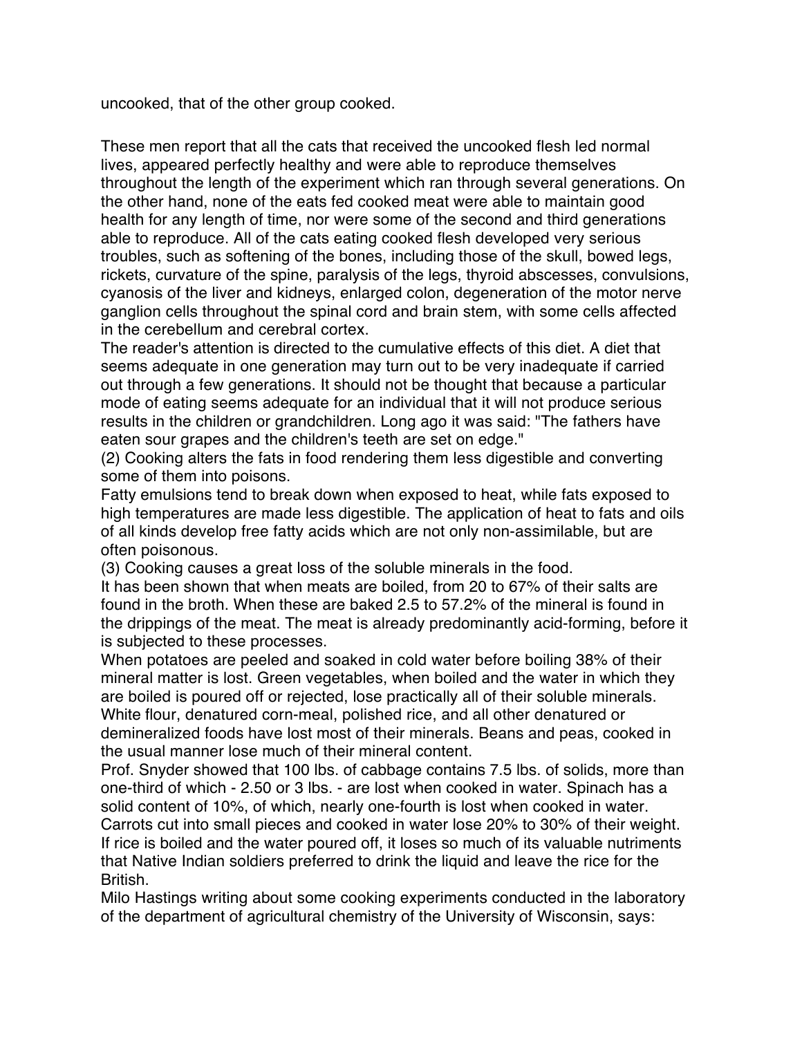uncooked, that of the other group cooked.

These men report that all the cats that received the uncooked flesh led normal lives, appeared perfectly healthy and were able to reproduce themselves throughout the length of the experiment which ran through several generations. On the other hand, none of the eats fed cooked meat were able to maintain good health for any length of time, nor were some of the second and third generations able to reproduce. All of the cats eating cooked flesh developed very serious troubles, such as softening of the bones, including those of the skull, bowed legs, rickets, curvature of the spine, paralysis of the legs, thyroid abscesses, convulsions, cyanosis of the liver and kidneys, enlarged colon, degeneration of the motor nerve ganglion cells throughout the spinal cord and brain stem, with some cells affected in the cerebellum and cerebral cortex.

The reader's attention is directed to the cumulative effects of this diet. A diet that seems adequate in one generation may turn out to be very inadequate if carried out through a few generations. It should not be thought that because a particular mode of eating seems adequate for an individual that it will not produce serious results in the children or grandchildren. Long ago it was said: "The fathers have eaten sour grapes and the children's teeth are set on edge."

(2) Cooking alters the fats in food rendering them less digestible and converting some of them into poisons.

Fatty emulsions tend to break down when exposed to heat, while fats exposed to high temperatures are made less digestible. The application of heat to fats and oils of all kinds develop free fatty acids which are not only non-assimilable, but are often poisonous.

(3) Cooking causes a great loss of the soluble minerals in the food.

It has been shown that when meats are boiled, from 20 to 67% of their salts are found in the broth. When these are baked 2.5 to 57.2% of the mineral is found in the drippings of the meat. The meat is already predominantly acid-forming, before it is subjected to these processes.

When potatoes are peeled and soaked in cold water before boiling 38% of their mineral matter is lost. Green vegetables, when boiled and the water in which they are boiled is poured off or rejected, lose practically all of their soluble minerals. White flour, denatured corn-meal, polished rice, and all other denatured or demineralized foods have lost most of their minerals. Beans and peas, cooked in the usual manner lose much of their mineral content.

Prof. Snyder showed that 100 lbs. of cabbage contains 7.5 lbs. of solids, more than one-third of which - 2.50 or 3 lbs. - are lost when cooked in water. Spinach has a solid content of 10%, of which, nearly one-fourth is lost when cooked in water. Carrots cut into small pieces and cooked in water lose 20% to 30% of their weight. If rice is boiled and the water poured off, it loses so much of its valuable nutriments that Native Indian soldiers preferred to drink the liquid and leave the rice for the British.

Milo Hastings writing about some cooking experiments conducted in the laboratory of the department of agricultural chemistry of the University of Wisconsin, says: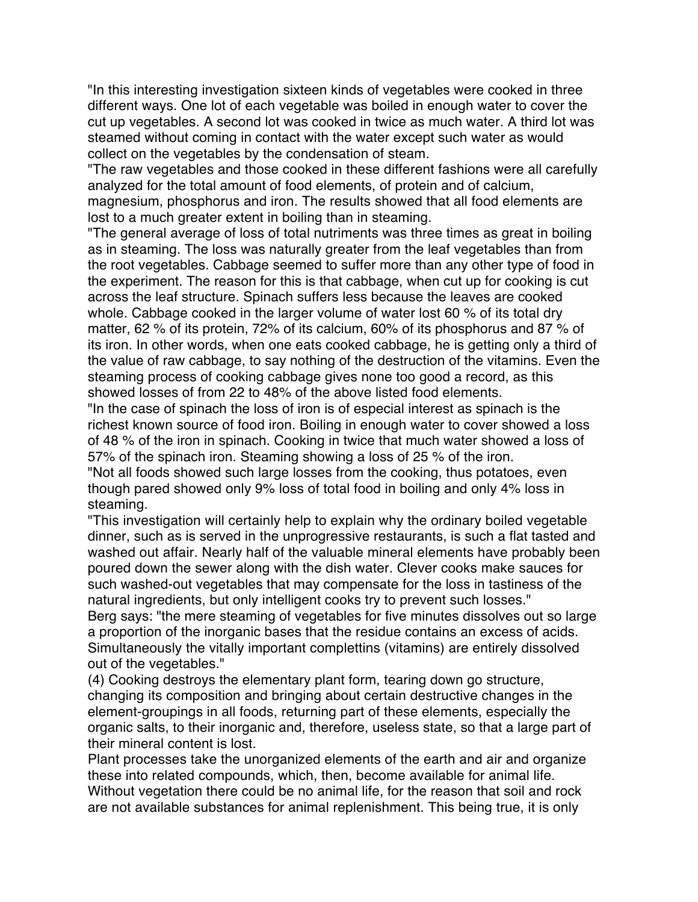"In this interesting investigation sixteen kinds of vegetables were cooked in three different ways. One lot of each vegetable was boiled in enough water to cover the cut up vegetables. A second lot was cooked in twice as much water. A third lot was steamed without coming in contact with the water except such water as would collect on the vegetables by the condensation of steam.

"The raw vegetables and those cooked in these different fashions were all carefully analyzed for the total amount of food elements, of protein and of calcium, magnesium, phosphorus and iron. The results showed that all food elements are lost to a much greater extent in boiling than in steaming.

"The general average of loss of total nutriments was three times as great in boiling as in steaming. The loss was naturally greater from the leaf vegetables than from the root vegetables. Cabbage seemed to suffer more than any other type of food in the experiment. The reason for this is that cabbage, when cut up for cooking is cut across the leaf structure. Spinach suffers less because the leaves are cooked whole. Cabbage cooked in the larger volume of water lost 60 % of its total dry matter, 62 % of its protein, 72% of its calcium, 60% of its phosphorus and 87 % of its iron. In other words, when one eats cooked cabbage, he is getting only a third of the value of raw cabbage, to say nothing of the destruction of the vitamins. Even the steaming process of cooking cabbage gives none too good a record, as this showed losses of from 22 to 48% of the above listed food elements.

"In the case of spinach the loss of iron is of especial interest as spinach is the richest known source of food iron. Boiling in enough water to cover showed a loss of 48 % of the iron in spinach. Cooking in twice that much water showed a loss of 57% of the spinach iron. Steaming showing a loss of 25 % of the iron.

"Not all foods showed such large losses from the cooking, thus potatoes, even though pared showed only 9% loss of total food in boiling and only 4% loss in steaming.

"This investigation will certainly help to explain why the ordinary boiled vegetable dinner, such as is served in the unprogressive restaurants, is such a flat tasted and washed out affair. Nearly half of the valuable mineral elements have probably been poured down the sewer along with the dish water. Clever cooks make sauces for such washed-out vegetables that may compensate for the loss in tastiness of the natural ingredients, but only intelligent cooks try to prevent such losses."

Berg says: "the mere steaming of vegetables for five minutes dissolves out so large a proportion of the inorganic bases that the residue contains an excess of acids. Simultaneously the vitally important complettins (vitamins) are entirely dissolved out of the vegetables."

(4) Cooking destroys the elementary plant form, tearing down go structure, changing its composition and bringing about certain destructive changes in the element-groupings in all foods, returning part of these elements, especially the organic salts, to their inorganic and, therefore, useless state, so that a large part of their mineral content is lost.

Plant processes take the unorganized elements of the earth and air and organize these into related compounds, which, then, become available for animal life. Without vegetation there could be no animal life, for the reason that soil and rock are not available substances for animal replenishment. This being true, it is only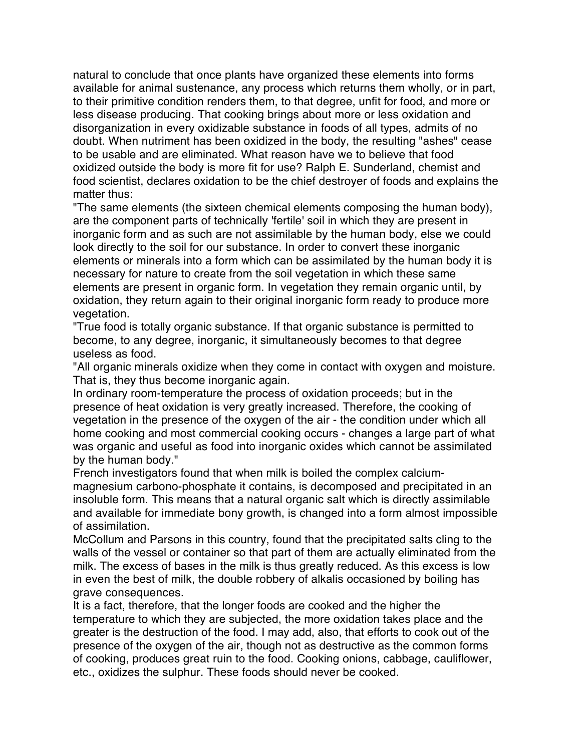natural to conclude that once plants have organized these elements into forms available for animal sustenance, any process which returns them wholly, or in part, to their primitive condition renders them, to that degree, unfit for food, and more or less disease producing. That cooking brings about more or less oxidation and disorganization in every oxidizable substance in foods of all types, admits of no doubt. When nutriment has been oxidized in the body, the resulting "ashes" cease to be usable and are eliminated. What reason have we to believe that food oxidized outside the body is more fit for use? Ralph E. Sunderland, chemist and food scientist, declares oxidation to be the chief destroyer of foods and explains the matter thus:

"The same elements (the sixteen chemical elements composing the human body), are the component parts of technically 'fertile' soil in which they are present in inorganic form and as such are not assimilable by the human body, else we could look directly to the soil for our substance. In order to convert these inorganic elements or minerals into a form which can be assimilated by the human body it is necessary for nature to create from the soil vegetation in which these same elements are present in organic form. In vegetation they remain organic until, by oxidation, they return again to their original inorganic form ready to produce more vegetation.

"True food is totally organic substance. If that organic substance is permitted to become, to any degree, inorganic, it simultaneously becomes to that degree useless as food.

"All organic minerals oxidize when they come in contact with oxygen and moisture. That is, they thus become inorganic again.

In ordinary room-temperature the process of oxidation proceeds; but in the presence of heat oxidation is very greatly increased. Therefore, the cooking of vegetation in the presence of the oxygen of the air - the condition under which all home cooking and most commercial cooking occurs - changes a large part of what was organic and useful as food into inorganic oxides which cannot be assimilated by the human body."

French investigators found that when milk is boiled the complex calcium-magnesium carbono-phosphate it contains, is decomposed and precipitated in an insoluble form. This means that a natural organic salt which is directly assimilable and available for immediate bony growth, is changed into a form almost impossible of assimilation.

McCollum and Parsons in this country, found that the precipitated salts cling to the walls of the vessel or container so that part of them are actually eliminated from the milk. The excess of bases in the milk is thus greatly reduced. As this excess is low in even the best of milk, the double robbery of alkalis occasioned by boiling has grave consequences.

It is a fact, therefore, that the longer foods are cooked and the higher the temperature to which they are subjected, the more oxidation takes place and the greater is the destruction of the food. I may add, also, that efforts to cook out of the presence of the oxygen of the air, though not as destructive as the common forms of cooking, produces great ruin to the food. Cooking onions, cabbage, cauliflower, etc., oxidizes the sulphur. These foods should never be cooked.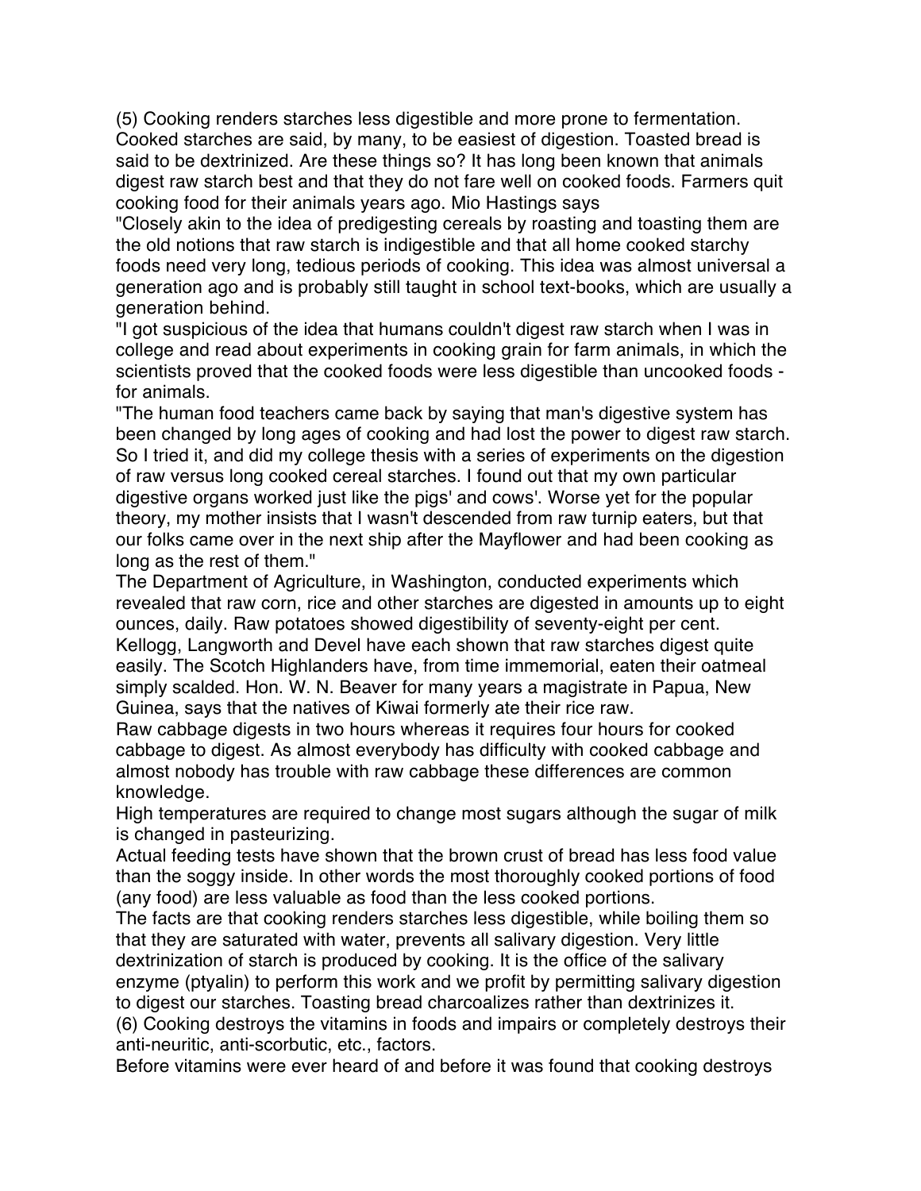(5) Cooking renders starches less digestible and more prone to fermentation. Cooked starches are said, by many, to be easiest of digestion. Toasted bread is said to be dextrinized. Are these things so? It has long been known that animals digest raw starch best and that they do not fare well on cooked foods. Farmers quit cooking food for their animals years ago. Mio Hastings says

"Closely akin to the idea of predigesting cereals by roasting and toasting them are the old notions that raw starch is indigestible and that all home cooked starchy foods need very long, tedious periods of cooking. This idea was almost universal a generation ago and is probably still taught in school text-books, which are usually a generation behind.

"I got suspicious of the idea that humans couldn't digest raw starch when I was in college and read about experiments in cooking grain for farm animals, in which the scientists proved that the cooked foods were less digestible than uncooked foods - for animals.

"The human food teachers came back by saying that man's digestive system has been changed by long ages of cooking and had lost the power to digest raw starch. So I tried it, and did my college thesis with a series of experiments on the digestion of raw versus long cooked cereal starches. I found out that my own particular digestive organs worked just like the pigs' and cows'. Worse yet for the popular theory, my mother insists that I wasn't descended from raw turnip eaters, but that our folks came over in the next ship after the Mayflower and had been cooking as long as the rest of them."

The Department of Agriculture, in Washington, conducted experiments which revealed that raw corn, rice and other starches are digested in amounts up to eight ounces, daily. Raw potatoes showed digestibility of seventy-eight per cent. Kellogg, Langworth and Devel have each shown that raw starches digest quite easily. The Scotch Highlanders have, from time immemorial, eaten their oatmeal simply scalded. Hon. W. N. Beaver for many years a magistrate in Papua, New Guinea, says that the natives of Kiwai formerly ate their rice raw.

Raw cabbage digests in two hours whereas it requires four hours for cooked cabbage to digest. As almost everybody has difficulty with cooked cabbage and almost nobody has trouble with raw cabbage these differences are common knowledge.

High temperatures are required to change most sugars although the sugar of milk is changed in pasteurizing.

Actual feeding tests have shown that the brown crust of bread has less food value than the soggy inside. In other words the most thoroughly cooked portions of food (any food) are less valuable as food than the less cooked portions.

The facts are that cooking renders starches less digestible, while boiling them so that they are saturated with water, prevents all salivary digestion. Very little dextrinization of starch is produced by cooking. It is the office of the salivary enzyme (ptyalin) to perform this work and we profit by permitting salivary digestion to digest our starches. Toasting bread charcoalizes rather than dextrinizes it.

(6) Cooking destroys the vitamins in foods and impairs or completely destroys their anti-neuritic, anti-scorbutic, etc., factors.

Before vitamins were ever heard of and before it was found that cooking destroys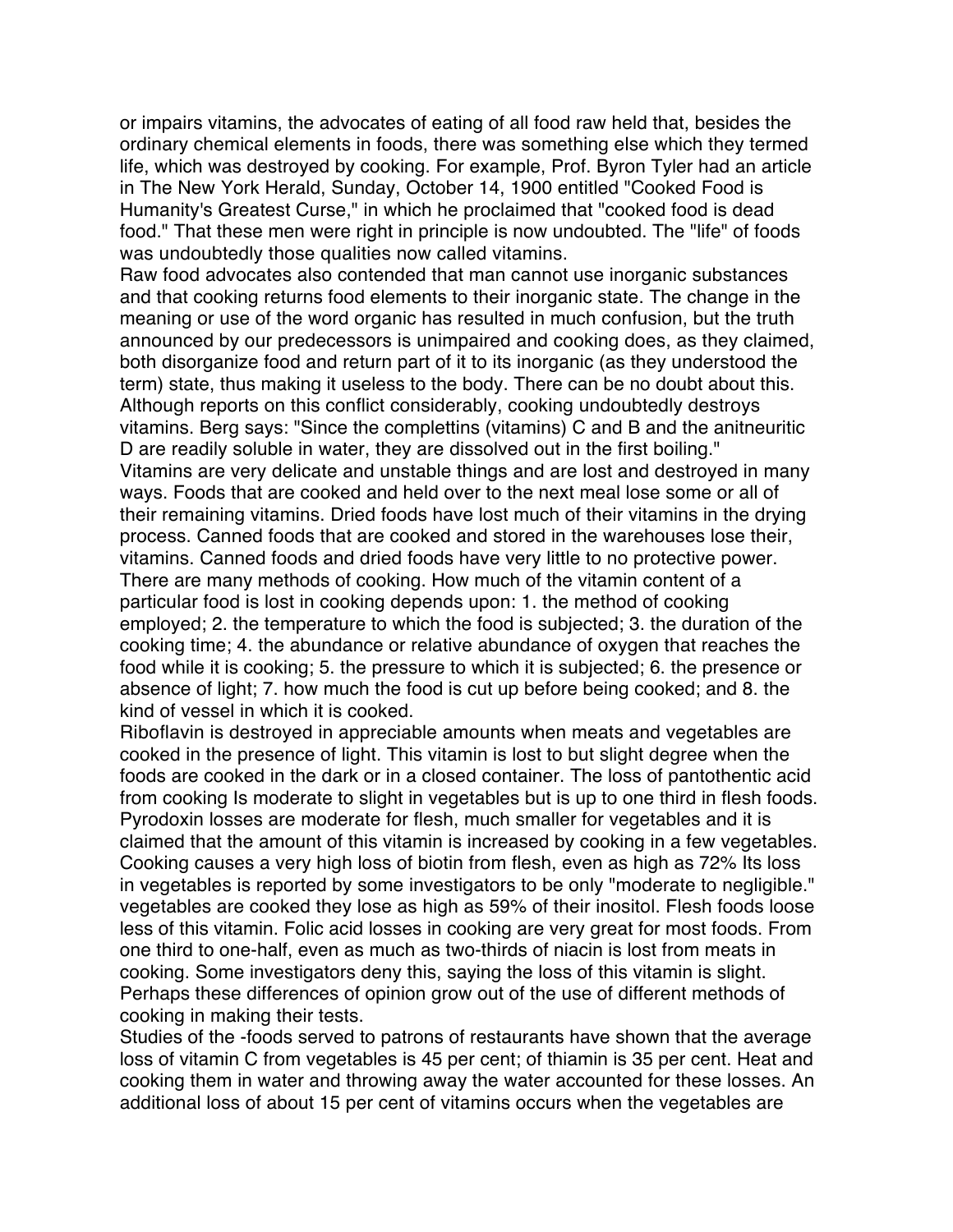or impairs vitamins, the advocates of eating of all food raw held that, besides the ordinary chemical elements in foods, there was something else which they termed life, which was destroyed by cooking. For example, Prof. Byron Tyler had an article in The New York Herald, Sunday, October 14, 1900 entitled "Cooked Food is Humanity's Greatest Curse," in which he proclaimed that "cooked food is dead food." That these men were right in principle is now undoubted. The "life" of foods was undoubtedly those qualities now called vitamins.

Raw food advocates also contended that man cannot use inorganic substances and that cooking returns food elements to their inorganic state. The change in the meaning or use of the word organic has resulted in much confusion, but the truth announced by our predecessors is unimpaired and cooking does, as they claimed, both disorganize food and return part of it to its inorganic (as they understood the term) state, thus making it useless to the body. There can be no doubt about this. Although reports on this conflict considerably, cooking undoubtedly destroys vitamins. Berg says: "Since the complettins (vitamins) C and B and the anitneuritic D are readily soluble in water, they are dissolved out in the first boiling."

Vitamins are very delicate and unstable things and are lost and destroyed in many ways. Foods that are cooked and held over to the next meal lose some or all of their remaining vitamins. Dried foods have lost much of their vitamins in the drying process. Canned foods that are cooked and stored in the warehouses lose their, vitamins. Canned foods and dried foods have very little to no protective power. There are many methods of cooking. How much of the vitamin content of a particular food is lost in cooking depends upon: 1. the method of cooking employed; 2. the temperature to which the food is subjected; 3. the duration of the cooking time; 4. the abundance or relative abundance of oxygen that reaches the food while it is cooking; 5. the pressure to which it is subjected; 6. the presence or absence of light; 7. how much the food is cut up before being cooked; and 8. the kind of vessel in which it is cooked.

Riboflavin is destroyed in appreciable amounts when meats and vegetables are cooked in the presence of light. This vitamin is lost to but slight degree when the foods are cooked in the dark or in a closed container. The loss of pantothentic acid from cooking Is moderate to slight in vegetables but is up to one third in flesh foods. Pyrodoxin losses are moderate for flesh, much smaller for vegetables and it is claimed that the amount of this vitamin is increased by cooking in a few vegetables. Cooking causes a very high loss of biotin from flesh, even as high as 72% Its loss in vegetables is reported by some investigators to be only "moderate to negligible." vegetables are cooked they lose as high as 59% of their inositol. Flesh foods loose less of this vitamin. Folic acid losses in cooking are very great for most foods. From one third to one-half, even as much as two-thirds of niacin is lost from meats in cooking. Some investigators deny this, saying the loss of this vitamin is slight. Perhaps these differences of opinion grow out of the use of different methods of cooking in making their tests.

Studies of the -foods served to patrons of restaurants have shown that the average loss of vitamin C from vegetables is 45 per cent; of thiamin is 35 per cent. Heat and cooking them in water and throwing away the water accounted for these losses. An additional loss of about 15 per cent of vitamins occurs when the vegetables are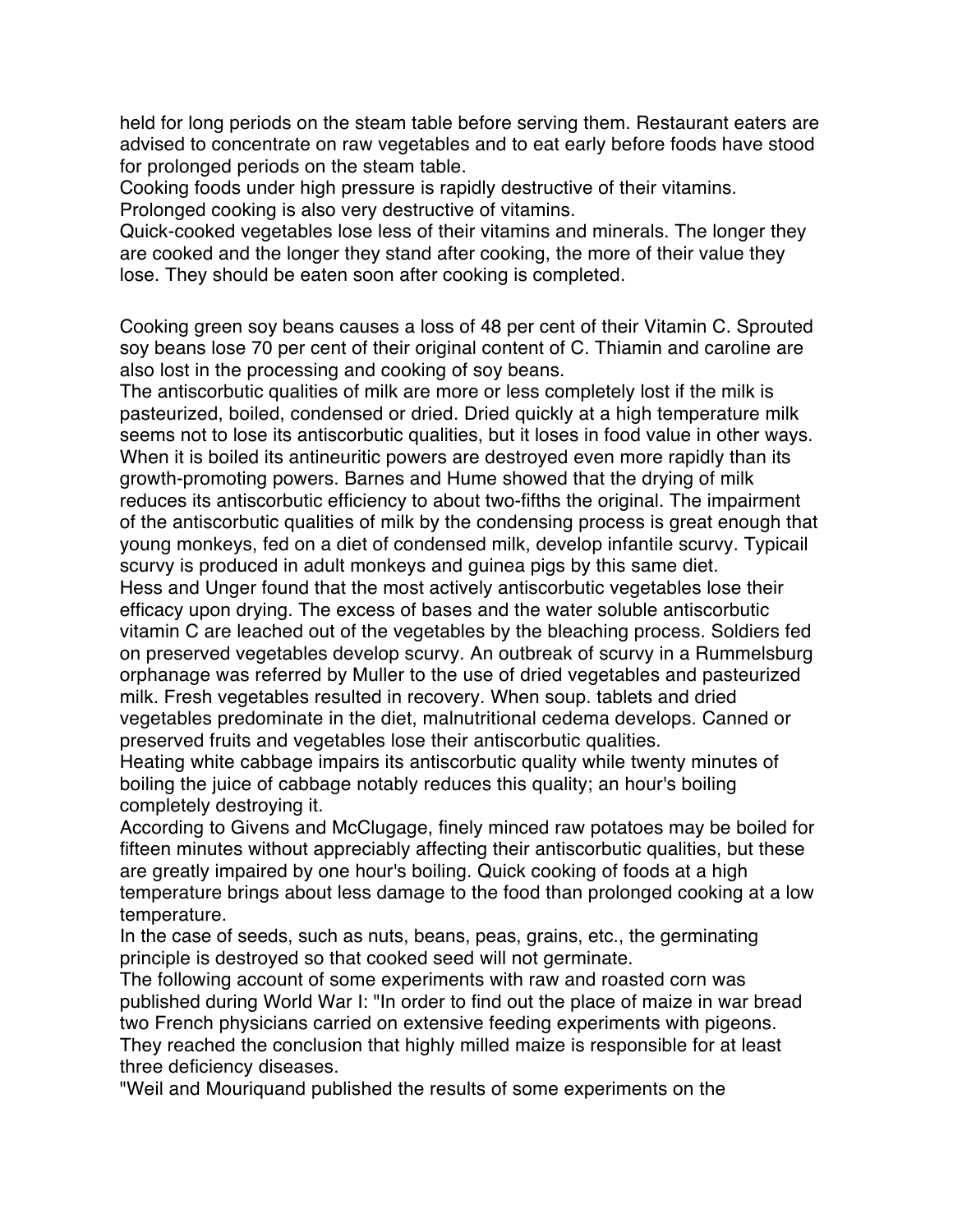held for long periods on the steam table before serving them. Restaurant eaters are advised to concentrate on raw vegetables and to eat early before foods have stood for prolonged periods on the steam table.

Cooking foods under high pressure is rapidly destructive of their vitamins. Prolonged cooking is also very destructive of vitamins.

Quick-cooked vegetables lose less of their vitamins and minerals. The longer they are cooked and the longer they stand after cooking, the more of their value they lose. They should be eaten soon after cooking is completed.

Cooking green soy beans causes a loss of 48 per cent of their Vitamin C. Sprouted soy beans lose 70 per cent of their original content of C. Thiamin and caroline are also lost in the processing and cooking of soy beans.

The antiscorbutic qualities of milk are more or less completely lost if the milk is pasteurized, boiled, condensed or dried. Dried quickly at a high temperature milk seems not to lose its antiscorbutic qualities, but it loses in food value in other ways. When it is boiled its antineuritic powers are destroyed even more rapidly than its growth-promoting powers. Barnes and Hume showed that the drying of milk reduces its antiscorbutic efficiency to about two-fifths the original. The impairment of the antiscorbutic qualities of milk by the condensing process is great enough that young monkeys, fed on a diet of condensed milk, develop infantile scurvy. Typicail scurvy is produced in adult monkeys and guinea pigs by this same diet.

Hess and Unger found that the most actively antiscorbutic vegetables lose their efficacy upon drying. The excess of bases and the water soluble antiscorbutic vitamin C are leached out of the vegetables by the bleaching process. Soldiers fed on preserved vegetables develop scurvy. An outbreak of scurvy in a Rummelsburg orphanage was referred by Muller to the use of dried vegetables and pasteurized milk. Fresh vegetables resulted in recovery. When soup. tablets and dried vegetables predominate in the diet, malnutritional cedema develops. Canned or preserved fruits and vegetables lose their antiscorbutic qualities.

Heating white cabbage impairs its antiscorbutic quality while twenty minutes of boiling the juice of cabbage notably reduces this quality; an hour's boiling completely destroying it.

According to Givens and McClugage, finely minced raw potatoes may be boiled for fifteen minutes without appreciably affecting their antiscorbutic qualities, but these are greatly impaired by one hour's boiling. Quick cooking of foods at a high temperature brings about less damage to the food than prolonged cooking at a low temperature.

In the case of seeds, such as nuts, beans, peas, grains, etc., the germinating principle is destroyed so that cooked seed will not germinate.

The following account of some experiments with raw and roasted corn was published during World War I: "In order to find out the place of maize in war bread two French physicians carried on extensive feeding experiments with pigeons. They reached the conclusion that highly milled maize is responsible for at least three deficiency diseases.

"Weil and Mouriquand published the results of some experiments on the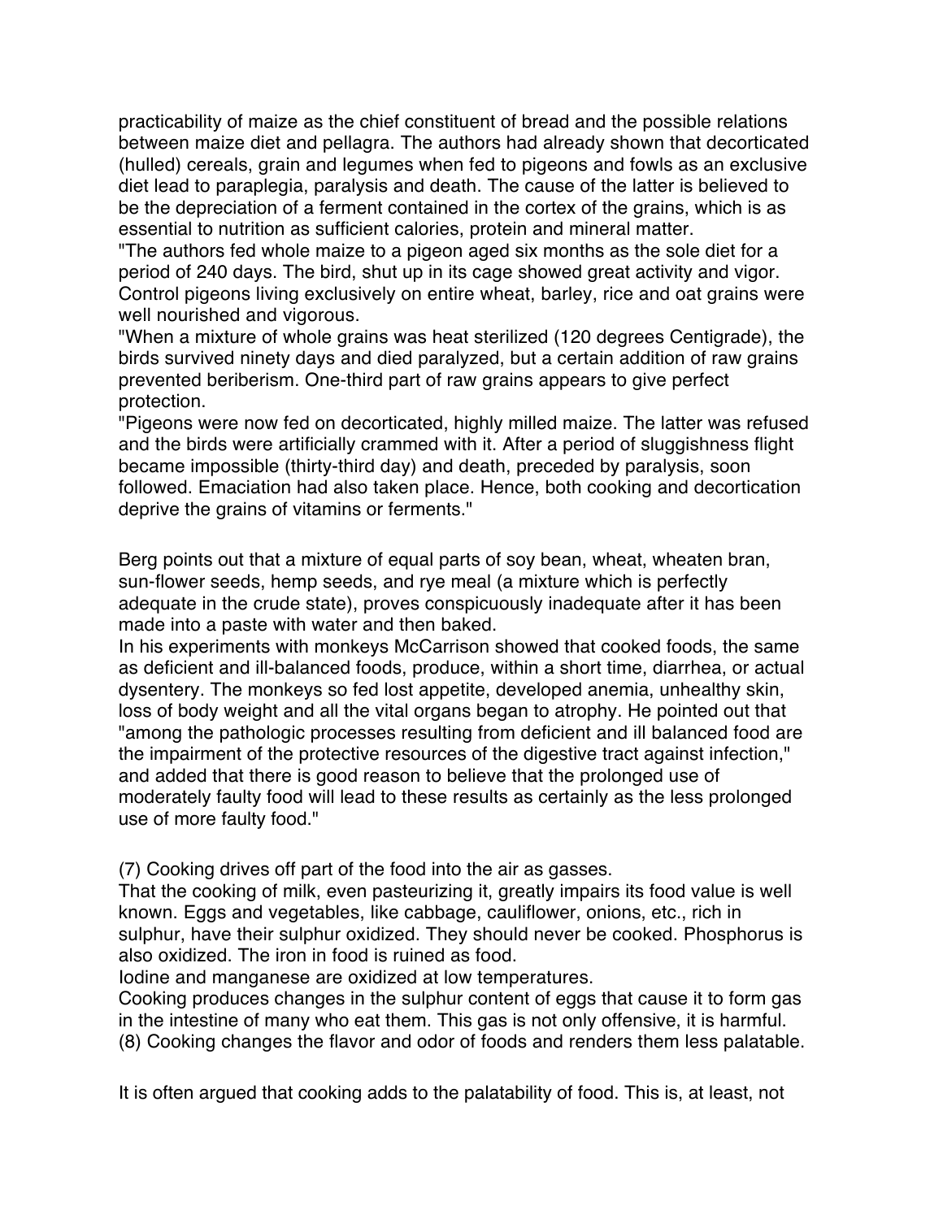practicability of maize as the chief constituent of bread and the possible relations between maize diet and pellagra. The authors had already shown that decorticated (hulled) cereals, grain and legumes when fed to pigeons and fowls as an exclusive diet lead to paraplegia, paralysis and death. The cause of the latter is believed to be the depreciation of a ferment contained in the cortex of the grains, which is as essential to nutrition as sufficient calories, protein and mineral matter.

"The authors fed whole maize to a pigeon aged six months as the sole diet for a period of 240 days. The bird, shut up in its cage showed great activity and vigor. Control pigeons living exclusively on entire wheat, barley, rice and oat grains were well nourished and vigorous.

"When a mixture of whole grains was heat sterilized (120 degrees Centigrade), the birds survived ninety days and died paralyzed, but a certain addition of raw grains prevented beriberism. One-third part of raw grains appears to give perfect protection.

"Pigeons were now fed on decorticated, highly milled maize. The latter was refused and the birds were artificially crammed with it. After a period of sluggishness flight became impossible (thirty-third day) and death, preceded by paralysis, soon followed. Emaciation had also taken place. Hence, both cooking and decortication deprive the grains of vitamins or ferments."

Berg points out that a mixture of equal parts of soy bean, wheat, wheaten bran, sun-flower seeds, hemp seeds, and rye meal (a mixture which is perfectly adequate in the crude state), proves conspicuously inadequate after it has been made into a paste with water and then baked.

In his experiments with monkeys McCarrison showed that cooked foods, the same as deficient and ill-balanced foods, produce, within a short time, diarrhea, or actual dysentery. The monkeys so fed lost appetite, developed anemia, unhealthy skin, loss of body weight and all the vital organs began to atrophy. He pointed out that "among the pathologic processes resulting from deficient and ill balanced food are the impairment of the protective resources of the digestive tract against infection," and added that there is good reason to believe that the prolonged use of moderately faulty food will lead to these results as certainly as the less prolonged use of more faulty food."

(7) Cooking drives off part of the food into the air as gasses.

That the cooking of milk, even pasteurizing it, greatly impairs its food value is well known. Eggs and vegetables, like cabbage, cauliflower, onions, etc., rich in sulphur, have their sulphur oxidized. They should never be cooked. Phosphorus is also oxidized. The iron in food is ruined as food.

Iodine and manganese are oxidized at low temperatures.

Cooking produces changes in the sulphur content of eggs that cause it to form gas in the intestine of many who eat them. This gas is not only offensive, it is harmful.

(8) Cooking changes the flavor and odor of foods and renders them less palatable.

It is often argued that cooking adds to the palatability of food. This is, at least, not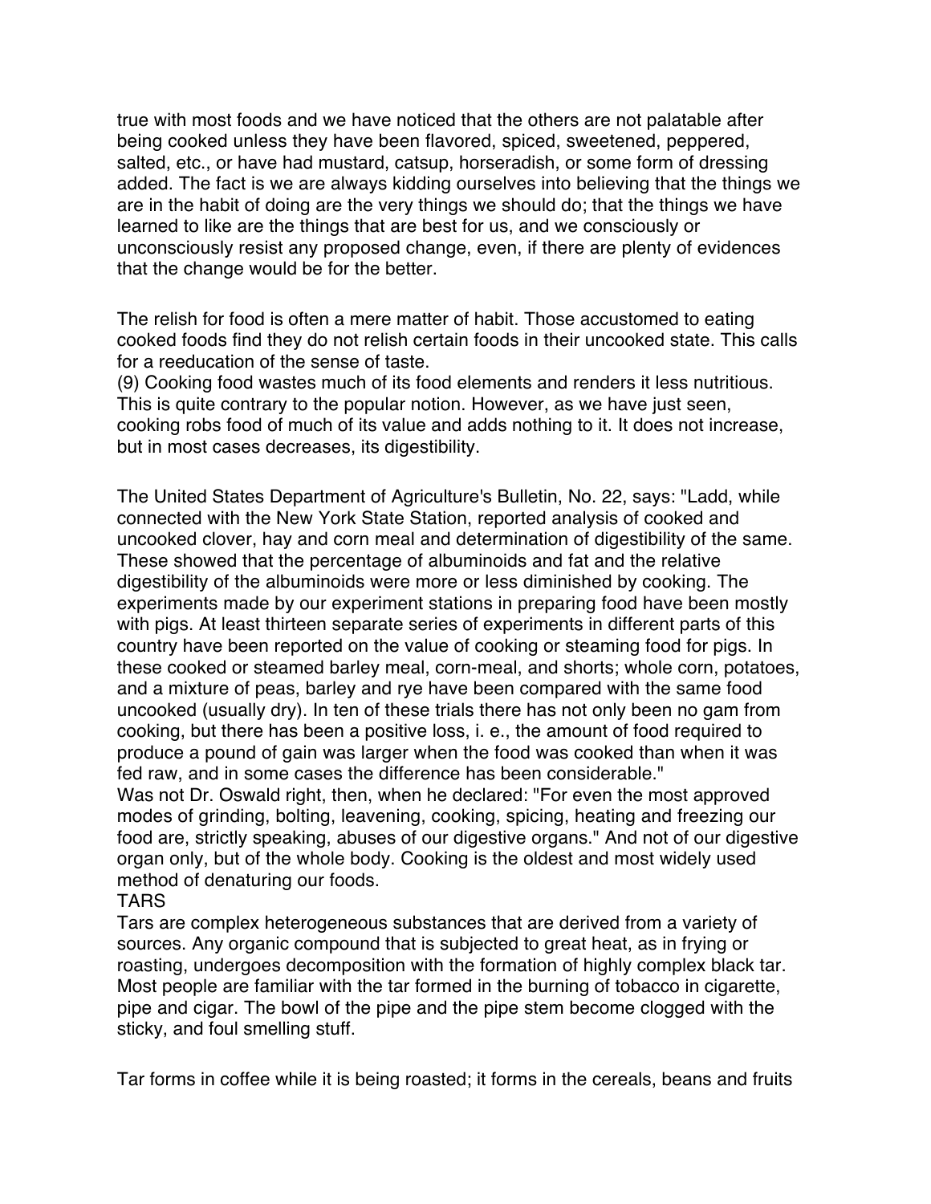true with most foods and we have noticed that the others are not palatable after being cooked unless they have been flavored, spiced, sweetened, peppered, salted, etc., or have had mustard, catsup, horseradish, or some form of dressing added. The fact is we are always kidding ourselves into believing that the things we are in the habit of doing are the very things we should do; that the things we have learned to like are the things that are best for us, and we consciously or unconsciously resist any proposed change, even, if there are plenty of evidences that the change would be for the better.

The relish for food is often a mere matter of habit. Those accustomed to eating cooked foods find they do not relish certain foods in their uncooked state. This calls for a reeducation of the sense of taste.

(9) Cooking food wastes much of its food elements and renders it less nutritious. This is quite contrary to the popular notion. However, as we have just seen, cooking robs food of much of its value and adds nothing to it. It does not increase, but in most cases decreases, its digestibility.

The United States Department of Agriculture's Bulletin, No. 22, says: "Ladd, while connected with the New York State Station, reported analysis of cooked and uncooked clover, hay and corn meal and determination of digestibility of the same. These showed that the percentage of albuminoids and fat and the relative digestibility of the albuminoids were more or less diminished by cooking. The experiments made by our experiment stations in preparing food have been mostly with pigs. At least thirteen separate series of experiments in different parts of this country have been reported on the value of cooking or steaming food for pigs. In these cooked or steamed barley meal, corn-meal, and shorts; whole corn, potatoes, and a mixture of peas, barley and rye have been compared with the same food uncooked (usually dry). In ten of these trials there has not only been no gam from cooking, but there has been a positive loss, i. e., the amount of food required to produce a pound of gain was larger when the food was cooked than when it was fed raw, and in some cases the difference has been considerable."

Was not Dr. Oswald right, then, when he declared: "For even the most approved modes of grinding, bolting, leavening, cooking, spicing, heating and freezing our food are, strictly speaking, abuses of our digestive organs." And not of our digestive organ only, but of the whole body. Cooking is the oldest and most widely used method of denaturing our foods.

## TARS

Tars are complex heterogeneous substances that are derived from a variety of sources. Any organic compound that is subjected to great heat, as in frying or roasting, undergoes decomposition with the formation of highly complex black tar. Most people are familiar with the tar formed in the burning of tobacco in cigarette, pipe and cigar. The bowl of the pipe and the pipe stem become clogged with the sticky, and foul smelling stuff.

Tar forms in coffee while it is being roasted; it forms in the cereals, beans and fruits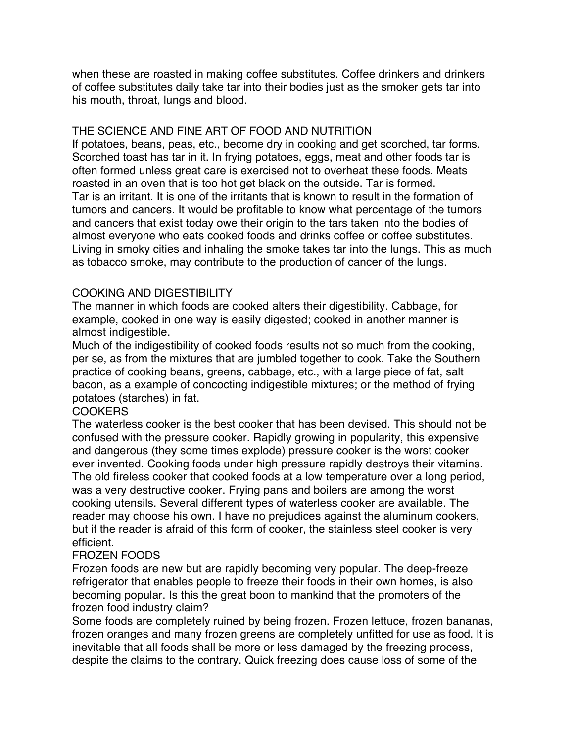when these are roasted in making coffee substitutes. Coffee drinkers and drinkers of coffee substitutes daily take tar into their bodies just as the smoker gets tar into his mouth, throat, lungs and blood.

## THE SCIENCE AND FINE ART OF FOOD AND NUTRITION

If potatoes, beans, peas, etc., become dry in cooking and get scorched, tar forms. Scorched toast has tar in it. In frying potatoes, eggs, meat and other foods tar is often formed unless great care is exercised not to overheat these foods. Meats roasted in an oven that is too hot get black on the outside. Tar is formed.

Tar is an irritant. It is one of the irritants that is known to result in the formation of tumors and cancers. It would be profitable to know what percentage of the tumors and cancers that exist today owe their origin to the tars taken into the bodies of almost everyone who eats cooked foods and drinks coffee or coffee substitutes. Living in smoky cities and inhaling the smoke takes tar into the lungs. This as much as tobacco smoke, may contribute to the production of cancer of the lungs.

## COOKING AND DIGESTIBILITY

The manner in which foods are cooked alters their digestibility. Cabbage, for example, cooked in one way is easily digested; cooked in another manner is almost indigestible.

Much of the indigestibility of cooked foods results not so much from the cooking, per se, as from the mixtures that are jumbled together to cook. Take the Southern practice of cooking beans, greens, cabbage, etc., with a large piece of fat, salt bacon, as a example of concocting indigestible mixtures; or the method of frying potatoes (starches) in fat.

## COOKERS

The waterless cooker is the best cooker that has been devised. This should not be confused with the pressure cooker. Rapidly growing in popularity, this expensive and dangerous (they some times explode) pressure cooker is the worst cooker ever invented. Cooking foods under high pressure rapidly destroys their vitamins. The old fireless cooker that cooked foods at a low temperature over a long period, was a very destructive cooker. Frying pans and boilers are among the worst cooking utensils. Several different types of waterless cooker are available. The reader may choose his own. I have no prejudices against the aluminum cookers, but if the reader is afraid of this form of cooker, the stainless steel cooker is very efficient.

## FROZEN FOODS

Frozen foods are new but are rapidly becoming very popular. The deep-freeze refrigerator that enables people to freeze their foods in their own homes, is also becoming popular. Is this the great boon to mankind that the promoters of the frozen food industry claim?

Some foods are completely ruined by being frozen. Frozen lettuce, frozen bananas, frozen oranges and many frozen greens are completely unfitted for use as food. It is inevitable that all foods shall be more or less damaged by the freezing process, despite the claims to the contrary. Quick freezing does cause loss of some of the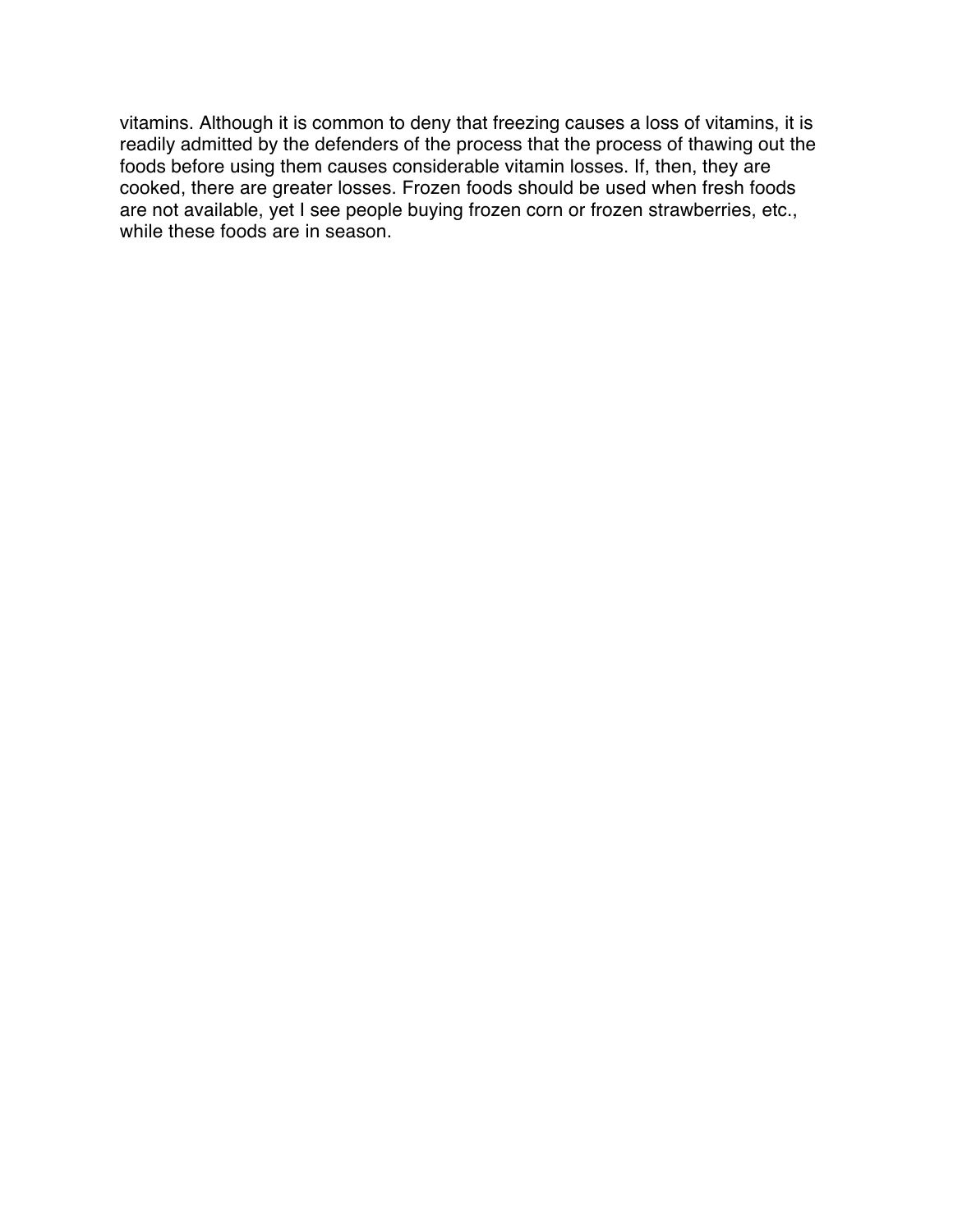vitamins. Although it is common to deny that freezing causes a loss of vitamins, it is readily admitted by the defenders of the process that the process of thawing out the foods before using them causes considerable vitamin losses. If, then, they are cooked, there are greater losses. Frozen foods should be used when fresh foods are not available, yet I see people buying frozen corn or frozen strawberries, etc., while these foods are in season.